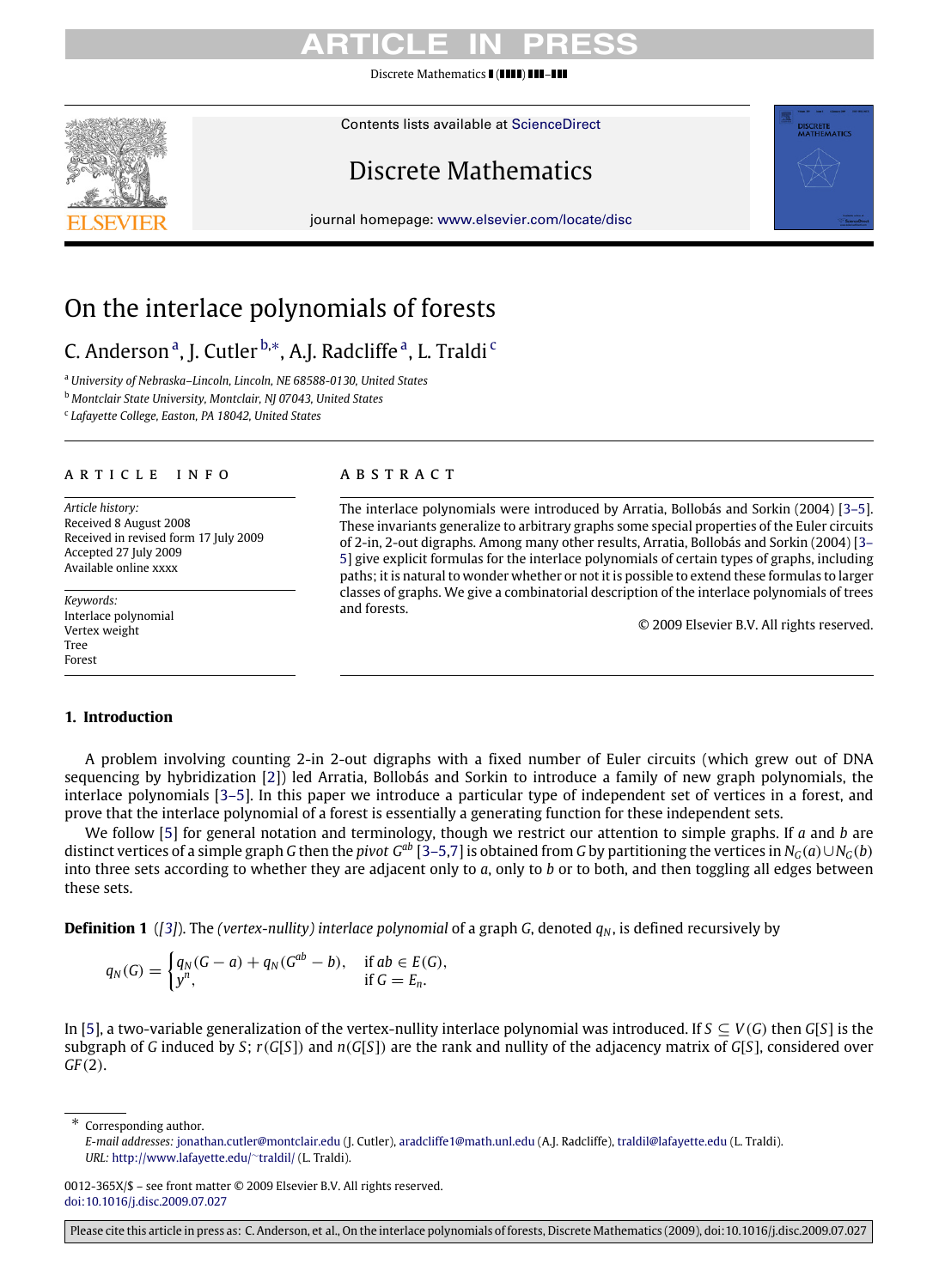# On the interlace polynomials of forests

C. Anderson [a], J. Cutler [b,*], A.J. Radcliffe [a], L. Traldi [c]

[a] University of Nebraska–Lincoln, Lincoln, NE 68588-0130, United States

[b] Montclair State University, Montclair, NJ 07043, United States

[c] Lafayette College, Easton, PA 18042, United States

ARTICLE INFO

*Article history:*
Received 8 August 2008
Received in revised form 17 July 2009
Accepted 27 July 2009
Available online xxxx

*Keywords:*
Interlace polynomial
Vertex weight
Tree
Forest

ABSTRACT

The interlace polynomials were introduced by Arratia, Bollobás and Sorkin (2004) [3–5]. These invariants generalize to arbitrary graphs some special properties of the Euler circuits of 2-in, 2-out digraphs. Among many other results, Arratia, Bollobás and Sorkin (2004) [3–5] give explicit formulas for the interlace polynomials of certain types of graphs, including paths; it is natural to wonder whether or not it is possible to extend these formulas to larger classes of graphs. We give a combinatorial description of the interlace polynomials of trees and forests.

© 2009 Elsevier B.V. All rights reserved.

## 1. Introduction

A problem involving counting 2-in 2-out digraphs with a fixed number of Euler circuits (which grew out of DNA sequencing by hybridization [2]) led Arratia, Bollobás and Sorkin to introduce a family of new graph polynomials, the interlace polynomials [3–5]. In this paper we introduce a particular type of independent set of vertices in a forest, and prove that the interlace polynomial of a forest is essentially a generating function for these independent sets.

We follow [5] for general notation and terminology, though we restrict our attention to simple graphs. If $a$ and $b$ are distinct vertices of a simple graph $G$ then the *pivot* $G^{ab}$ [3–5,7] is obtained from $G$ by partitioning the vertices in $N_G(a) \cup N_G(b)$ into three sets according to whether they are adjacent only to $a$, only to $b$ or to both, and then toggling all edges between these sets.

**Definition 1** (*[3]*). The *(vertex-nullity) interlace polynomial* of a graph $G$, denoted $q_N$, is defined recursively by

$$q_N(G) = \begin{cases} q_N(G-a) + q_N(G^{ab} - b), & \text{if } ab \in E(G), \\ y^n, & \text{if } G = E_n. \end{cases}$$

In [5], a two-variable generalization of the vertex-nullity interlace polynomial was introduced. If $S \subseteq V(G)$ then $G[S]$ is the subgraph of $G$ induced by $S$; $r(G[S])$ and $n(G[S])$ are the rank and nullity of the adjacency matrix of $G[S]$, considered over $GF(2)$.

* Corresponding author.
*E-mail addresses:* jonathan.cutler@montclair.edu (J. Cutler), aradcliffe1@math.unl.edu (A.J. Radcliffe), traldil@lafayette.edu (L. Traldi).
*URL:* http://www.lafayette.edu/~traldil/ (L. Traldi).

0012-365X/$ – see front matter © 2009 Elsevier B.V. All rights reserved.
doi:10.1016/j.disc.2009.07.027

Please cite this article in press as: C. Anderson, et al., On the interlace polynomials of forests, Discrete Mathematics (2009), doi:10.1016/j.disc.2009.07.027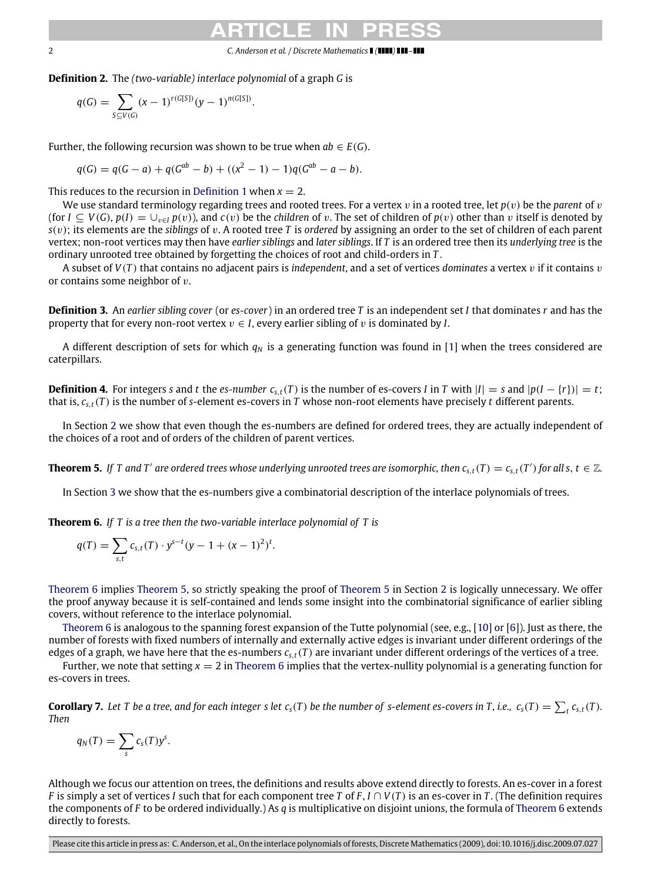**Definition 2.** The *(two-variable) interlace polynomial* of a graph $G$ is

$$q(G) = \sum_{S \subseteq V(G)} (x-1)^{r(G[S])}(y-1)^{n(G[S])}.$$

Further, the following recursion was shown to be true when $ab \in E(G)$.

$$q(G) = q(G-a) + q(G^{ab} - b) + ((x^2-1)-1)q(G^{ab} - a - b).$$

This reduces to the recursion in Definition 1 when $x = 2$.

We use standard terminology regarding trees and rooted trees. For a vertex $v$ in a rooted tree, let $p(v)$ be the *parent* of $v$ (for $I \subseteq V(G)$, $p(I) = \cup_{v \in I} p(v)$), and $c(v)$ be the *children* of $v$. The set of children of $p(v)$ other than $v$ itself is denoted by $s(v)$; its elements are the *siblings* of $v$. A rooted tree $T$ is *ordered* by assigning an order to the set of children of each parent vertex; non-root vertices may then have *earlier siblings* and *later siblings*. If $T$ is an ordered tree then its *underlying tree* is the ordinary unrooted tree obtained by forgetting the choices of root and child-orders in $T$.

A subset of $V(T)$ that contains no adjacent pairs is *independent*, and a set of vertices *dominates* a vertex $v$ if it contains $v$ or contains some neighbor of $v$.

**Definition 3.** An *earlier sibling cover* (or *es-cover*) in an ordered tree $T$ is an independent set $I$ that dominates $r$ and has the property that for every non-root vertex $v \in I$, every earlier sibling of $v$ is dominated by $I$.

A different description of sets for which $q_N$ is a generating function was found in [1] when the trees considered are caterpillars.

**Definition 4.** For integers $s$ and $t$ the *es-number* $c_{s,t}(T)$ is the number of es-covers $I$ in $T$ with $|I| = s$ and $|p(I - \{r\})| = t$; that is, $c_{s,t}(T)$ is the number of $s$-element es-covers in $T$ whose non-root elements have precisely $t$ different parents.

In Section 2 we show that even though the es-numbers are defined for ordered trees, they are actually independent of the choices of a root and of orders of the children of parent vertices.

**Theorem 5.** *If $T$ and $T'$ are ordered trees whose underlying unrooted trees are isomorphic, then $c_{s,t}(T) = c_{s,t}(T')$ for all $s, t \in \mathbb{Z}$.*

In Section 3 we show that the es-numbers give a combinatorial description of the interlace polynomials of trees.

**Theorem 6.** *If $T$ is a tree then the two-variable interlace polynomial of $T$ is*

$$q(T) = \sum_{s,t} c_{s,t}(T) \cdot y^{s-t}(y-1+(x-1)^2)^t.$$

Theorem 6 implies Theorem 5, so strictly speaking the proof of Theorem 5 in Section 2 is logically unnecessary. We offer the proof anyway because it is self-contained and lends some insight into the combinatorial significance of earlier sibling covers, without reference to the interlace polynomial.

Theorem 6 is analogous to the spanning forest expansion of the Tutte polynomial (see, e.g., [10] or [6]). Just as there, the number of forests with fixed numbers of internally and externally active edges is invariant under different orderings of the edges of a graph, we have here that the es-numbers $c_{s,t}(T)$ are invariant under different orderings of the vertices of a tree.

Further, we note that setting $x = 2$ in Theorem 6 implies that the vertex-nullity polynomial is a generating function for es-covers in trees.

**Corollary 7.** *Let $T$ be a tree, and for each integer $s$ let $c_s(T)$ be the number of $s$-element es-covers in $T$, i.e., $c_s(T) = \sum_t c_{s,t}(T)$. Then*

$$q_N(T) = \sum_s c_s(T) y^s.$$

Although we focus our attention on trees, the definitions and results above extend directly to forests. An es-cover in a forest $F$ is simply a set of vertices $I$ such that for each component tree $T$ of $F$, $I \cap V(T)$ is an es-cover in $T$. (The definition requires the components of $F$ to be ordered individually.) As $q$ is multiplicative on disjoint unions, the formula of Theorem 6 extends directly to forests.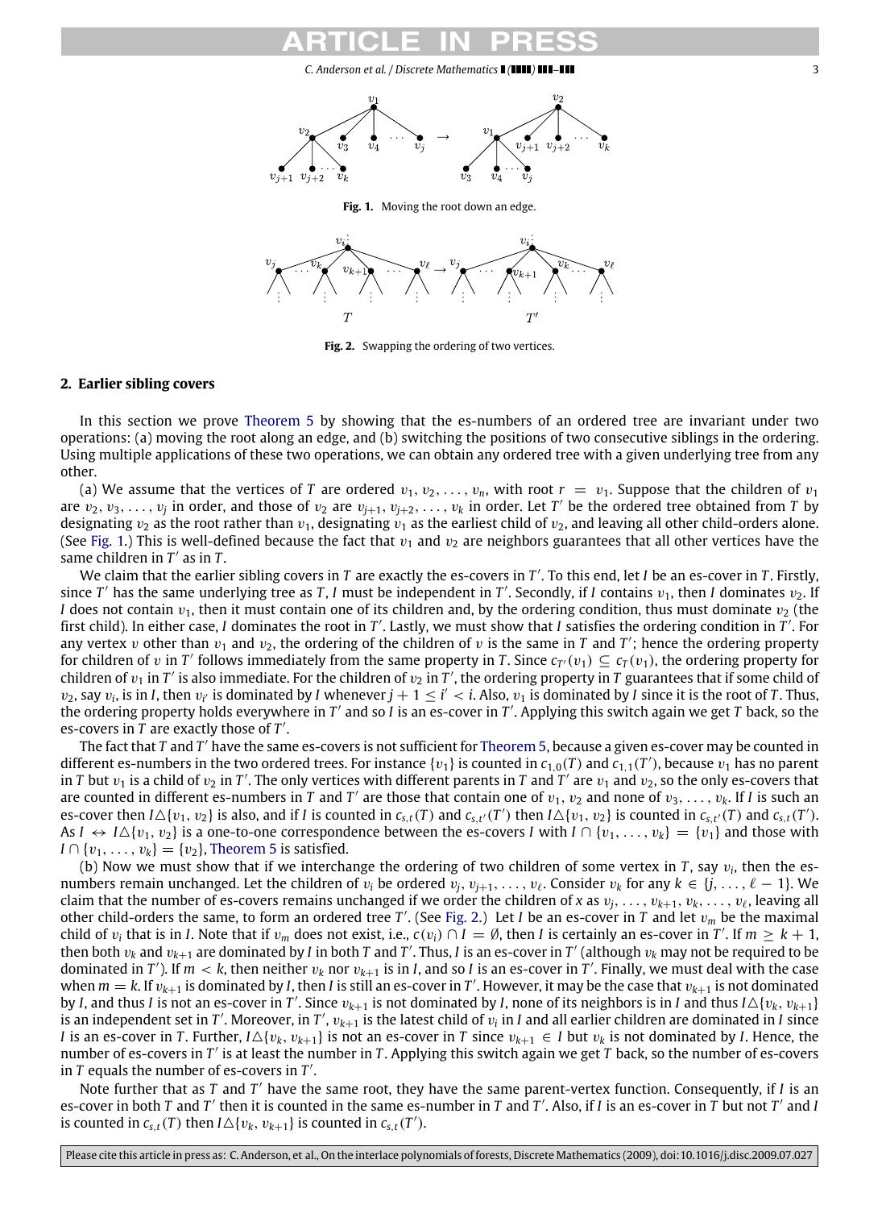Fig. 1. Moving the root down an edge.

Fig. 2. Swapping the ordering of two vertices.

## 2. Earlier sibling covers

In this section we prove Theorem 5 by showing that the es-numbers of an ordered tree are invariant under two operations: (a) moving the root along an edge, and (b) switching the positions of two consecutive siblings in the ordering. Using multiple applications of these two operations, we can obtain any ordered tree with a given underlying tree from any other.

(a) We assume that the vertices of $T$ are ordered $v_1, v_2, \ldots, v_n$, with root $r = v_1$. Suppose that the children of $v_1$ are $v_2, v_3, \ldots, v_j$ in order, and those of $v_2$ are $v_{j+1}, v_{j+2}, \ldots, v_k$ in order. Let $T'$ be the ordered tree obtained from $T$ by designating $v_2$ as the root rather than $v_1$, designating $v_1$ as the earliest child of $v_2$, and leaving all other child-orders alone. (See Fig. 1.) This is well-defined because the fact that $v_1$ and $v_2$ are neighbors guarantees that all other vertices have the same children in $T'$ as in $T$.

We claim that the earlier sibling covers in $T$ are exactly the es-covers in $T'$. To this end, let $I$ be an es-cover in $T$. Firstly, since $T'$ has the same underlying tree as $T$, $I$ must be independent in $T'$. Secondly, if $I$ contains $v_1$, then $I$ dominates $v_2$. If $I$ does not contain $v_1$, then it must contain one of its children and, by the ordering condition, thus must dominate $v_2$ (the first child). In either case, $I$ dominates the root in $T'$. Lastly, we must show that $I$ satisfies the ordering condition in $T'$. For any vertex $v$ other than $v_1$ and $v_2$, the ordering of the children of $v$ is the same in $T$ and $T'$; hence the ordering property for children of $v$ in $T'$ follows immediately from the same property in $T$. Since $c_{T'}(v_1) \subseteq c_T(v_1)$, the ordering property for children of $v_1$ in $T'$ is also immediate. For the children of $v_2$ in $T'$, the ordering property in $T$ guarantees that if some child of $v_2$, say $v_i$, is in $I$, then $v_{i'}$ is dominated by $I$ whenever $j + 1 \leq i' < i$. Also, $v_1$ is dominated by $I$ since it is the root of $T$. Thus, the ordering property holds everywhere in $T'$ and so $I$ is an es-cover in $T'$. Applying this switch again we get $T$ back, so the es-covers in $T$ are exactly those of $T'$.

The fact that $T$ and $T'$ have the same es-covers is not sufficient for Theorem 5, because a given es-cover may be counted in different es-numbers in the two ordered trees. For instance $\{v_1\}$ is counted in $c_{1,0}(T)$ and $c_{1,1}(T')$, because $v_1$ has no parent in $T$ but $v_1$ is a child of $v_2$ in $T'$. The only vertices with different parents in $T$ and $T'$ are $v_1$ and $v_2$, so the only es-covers that are counted in different es-numbers in $T$ and $T'$ are those that contain one of $v_1$, $v_2$ and none of $v_3, \ldots, v_k$. If $I$ is such an es-cover then $I \triangle \{v_1, v_2\}$ is also, and if $I$ is counted in $c_{s,t}(T)$ and $c_{s,t'}(T')$ then $I \triangle \{v_1, v_2\}$ is counted in $c_{s,t'}(T)$ and $c_{s,t}(T')$. As $I \leftrightarrow I \triangle \{v_1, v_2\}$ is a one-to-one correspondence between the es-covers $I$ with $I \cap \{v_1, \ldots, v_k\} = \{v_1\}$ and those with $I \cap \{v_1, \ldots, v_k\} = \{v_2\}$, Theorem 5 is satisfied.

(b) Now we must show that if we interchange the ordering of two children of some vertex in $T$, say $v_i$, then the es-numbers remain unchanged. Let the children of $v_i$ be ordered $v_j, v_{j+1}, \ldots, v_\ell$. Consider $v_k$ for any $k \in \{j, \ldots, \ell - 1\}$. We claim that the number of es-covers remains unchanged if we order the children of $x$ as $v_j, \ldots, v_{k+1}, v_k, \ldots, v_\ell$, leaving all other child-orders the same, to form an ordered tree $T'$. (See Fig. 2.) Let $I$ be an es-cover in $T$ and let $v_m$ be the maximal child of $v_i$ that is in $I$. Note that if $v_m$ does not exist, i.e., $c(v_i) \cap I = \emptyset$, then $I$ is certainly an es-cover in $T'$. If $m \geq k + 1$, then both $v_k$ and $v_{k+1}$ are dominated by $I$ in both $T$ and $T'$. Thus, $I$ is an es-cover in $T'$ (although $v_k$ may not be required to be dominated in $T'$). If $m < k$, then neither $v_k$ nor $v_{k+1}$ is in $I$, and so $I$ is an es-cover in $T'$. Finally, we must deal with the case when $m = k$. If $v_{k+1}$ is dominated by $I$, then $I$ is still an es-cover in $T'$. However, it may be the case that $v_{k+1}$ is not dominated by $I$, and thus $I$ is not an es-cover in $T'$. Since $v_{k+1}$ is not dominated by $I$, none of its neighbors is in $I$ and thus $I \triangle \{v_k, v_{k+1}\}$ is an independent set in $T'$. Moreover, in $T'$, $v_{k+1}$ is the latest child of $v_i$ in $I$ and all earlier children are dominated in $I$ since $I$ is an es-cover in $T$. Further, $I \triangle \{v_k, v_{k+1}\}$ is not an es-cover in $T$ since $v_{k+1} \in I$ but $v_k$ is not dominated by $I$. Hence, the number of es-covers in $T'$ is at least the number in $T$. Applying this switch again we get $T$ back, so the number of es-covers in $T$ equals the number of es-covers in $T'$.

Note further that as $T$ and $T'$ have the same root, they have the same parent-vertex function. Consequently, if $I$ is an es-cover in both $T$ and $T'$ then it is counted in the same es-number in $T$ and $T'$. Also, if $I$ is an es-cover in $T$ but not $T'$ and $I$ is counted in $c_{s,t}(T)$ then $I \triangle \{v_k, v_{k+1}\}$ is counted in $c_{s,t}(T')$.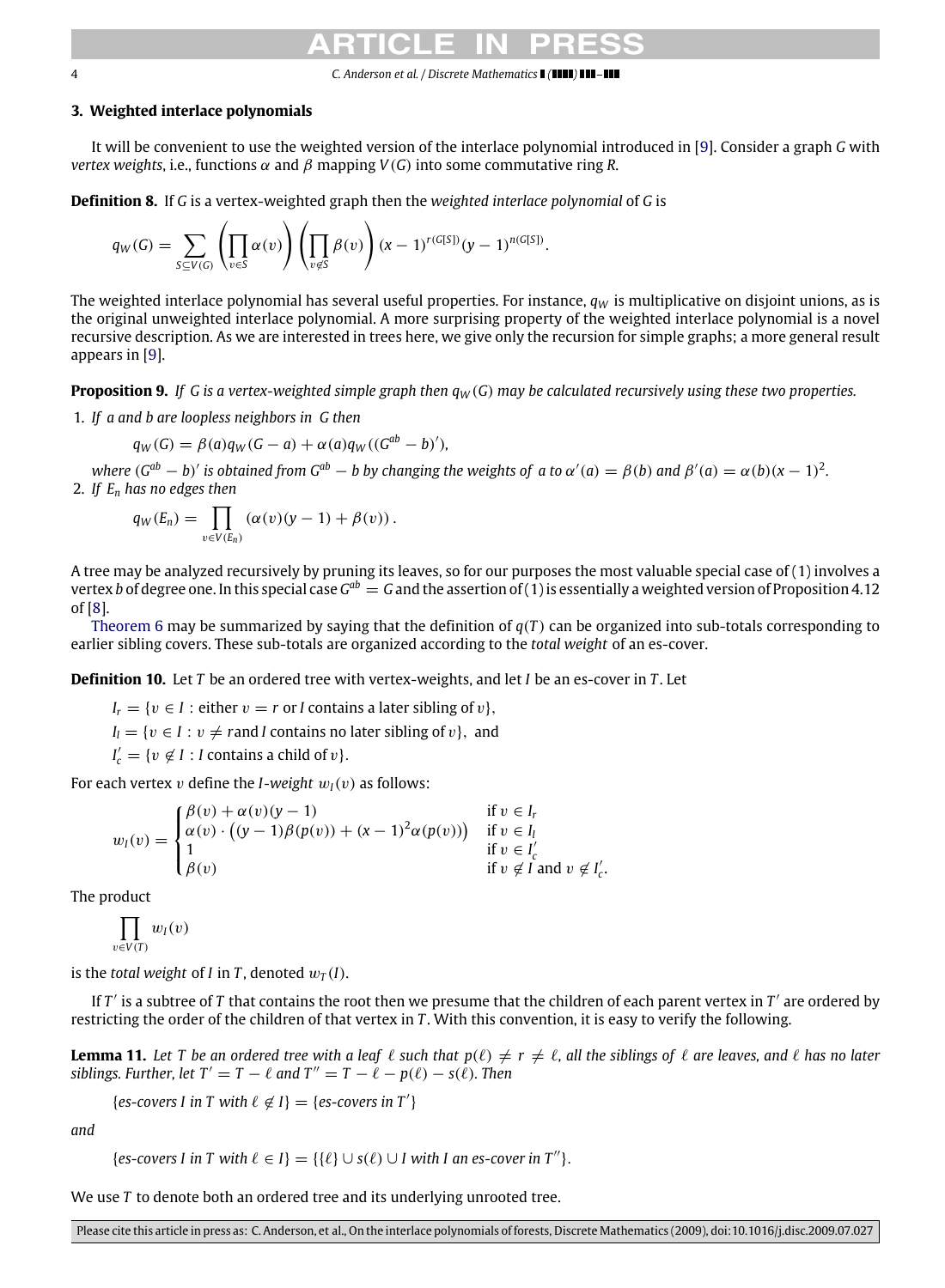## 3. Weighted interlace polynomials

It will be convenient to use the weighted version of the interlace polynomial introduced in [9]. Consider a graph $G$ with *vertex weights*, i.e., functions $\alpha$ and $\beta$ mapping $V(G)$ into some commutative ring $R$.

**Definition 8.** If $G$ is a vertex-weighted graph then the *weighted interlace polynomial* of $G$ is

$$q_W(G) = \sum_{S \subseteq V(G)} \left( \prod_{v \in S} \alpha(v) \right) \left( \prod_{v \notin S} \beta(v) \right) (x-1)^{r(G[S])} (y-1)^{n(G[S])}.$$

The weighted interlace polynomial has several useful properties. For instance, $q_W$ is multiplicative on disjoint unions, as is the original unweighted interlace polynomial. A more surprising property of the weighted interlace polynomial is a novel recursive description. As we are interested in trees here, we give only the recursion for simple graphs; a more general result appears in [9].

**Proposition 9.** *If $G$ is a vertex-weighted simple graph then $q_W(G)$ may be calculated recursively using these two properties.*

1. *If $a$ and $b$ are loopless neighbors in $G$ then*

   $$q_W(G) = \beta(a) q_W(G - a) + \alpha(a) q_W((G^{ab} - b)'),$$

   *where $(G^{ab} - b)'$ is obtained from $G^{ab} - b$ by changing the weights of $a$ to $\alpha'(a) = \beta(b)$ and $\beta'(a) = \alpha(b)(x-1)^2$.*
2. *If $E_n$ has no edges then*

   $$q_W(E_n) = \prod_{v \in V(E_n)} \left( \alpha(v)(y-1) + \beta(v) \right).$$

A tree may be analyzed recursively by pruning its leaves, so for our purposes the most valuable special case of (1) involves a vertex $b$ of degree one. In this special case $G^{ab} = G$ and the assertion of (1) is essentially a weighted version of Proposition 4.12 of [8].

Theorem 6 may be summarized by saying that the definition of $q(T)$ can be organized into sub-totals corresponding to earlier sibling covers. These sub-totals are organized according to the *total weight* of an es-cover.

**Definition 10.** Let $T$ be an ordered tree with vertex-weights, and let $I$ be an es-cover in $T$. Let

$I_r = \{v \in I : \text{either } v = r \text{ or } I \text{ contains a later sibling of } v\}$,

$I_l = \{v \in I : v \neq r \text{ and } I \text{ contains no later sibling of } v\}$, and

$I'_c = \{v \notin I : I \text{ contains a child of } v\}$.

For each vertex $v$ define the *I-weight* $w_I(v)$ as follows:

$$w_I(v) = \begin{cases} \beta(v) + \alpha(v)(y-1) & \text{if } v \in I_r \\ \alpha(v) \cdot \left( (y-1)\beta(p(v)) + (x-1)^2 \alpha(p(v)) \right) & \text{if } v \in I_l \\ 1 & \text{if } v \in I'_c \\ \beta(v) & \text{if } v \notin I \text{ and } v \notin I'_c. \end{cases}$$

The product

$$\prod_{v \in V(T)} w_I(v)$$

is the *total weight* of $I$ in $T$, denoted $w_T(I)$.

If $T'$ is a subtree of $T$ that contains the root then we presume that the children of each parent vertex in $T'$ are ordered by restricting the order of the children of that vertex in $T$. With this convention, it is easy to verify the following.

**Lemma 11.** *Let $T$ be an ordered tree with a leaf $\ell$ such that $p(\ell) \neq r \neq \ell$, all the siblings of $\ell$ are leaves, and $\ell$ has no later siblings. Further, let $T' = T - \ell$ and $T'' = T - \ell - p(\ell) - s(\ell)$. Then*

$$\{\text{es-covers } I \text{ in } T \text{ with } \ell \notin I\} = \{\text{es-covers in } T'\}$$

*and*

$$\{\text{es-covers } I \text{ in } T \text{ with } \ell \in I\} = \{\{\ell\} \cup s(\ell) \cup I \text{ with } I \text{ an es-cover in } T''\}.$$

We use $T$ to denote both an ordered tree and its underlying unrooted tree.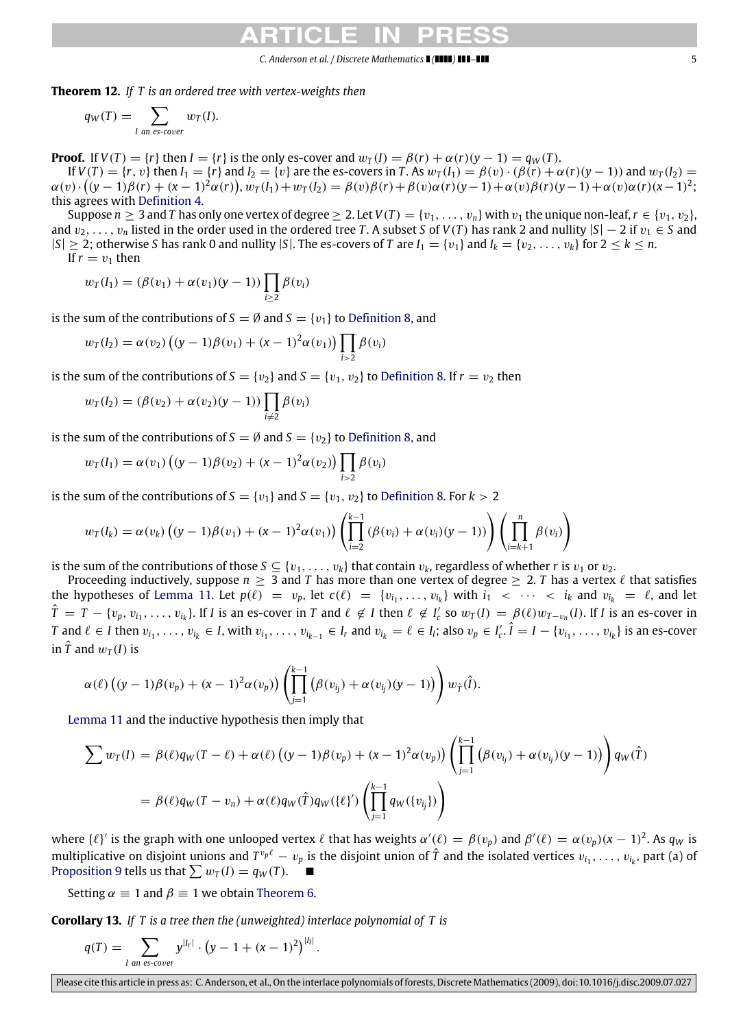**Theorem 12.** *If $T$ is an ordered tree with vertex-weights then*

$$q_W(T) = \sum_{I \text{ an es-cover}} w_T(I).$$

**Proof.** If $V(T) = \{r\}$ then $I = \{r\}$ is the only es-cover and $w_T(I) = \beta(r) + \alpha(r)(y-1) = q_W(T)$.

If $V(T) = \{r, v\}$ then $I_1 = \{r\}$ and $I_2 = \{v\}$ are the es-covers in $T$. As $w_T(I_1) = \beta(v) \cdot (\beta(r) + \alpha(r)(y-1))$ and $w_T(I_2) = \alpha(v) \cdot \left((y-1)\beta(r) + (x-1)^2\alpha(r)\right)$, $w_T(I_1) + w_T(I_2) = \beta(v)\beta(r) + \beta(v)\alpha(r)(y-1) + \alpha(v)\beta(r)(y-1) + \alpha(v)\alpha(r)(x-1)^2$; this agrees with Definition 4.

Suppose $n \geq 3$ and $T$ has only one vertex of degree $\geq 2$. Let $V(T) = \{v_1, \ldots, v_n\}$ with $v_1$ the unique non-leaf, $r \in \{v_1, v_2\}$, and $v_2, \ldots, v_n$ listed in the order used in the ordered tree $T$. A subset $S$ of $V(T)$ has rank 2 and nullity $|S| - 2$ if $v_1 \in S$ and $|S| \geq 2$; otherwise $S$ has rank 0 and nullity $|S|$. The es-covers of $T$ are $I_1 = \{v_1\}$ and $I_k = \{v_2, \ldots, v_k\}$ for $2 \leq k \leq n$.

If $r = v_1$ then

$$w_T(I_1) = (\beta(v_1) + \alpha(v_1)(y-1)) \prod_{i \geq 2} \beta(v_i)$$

is the sum of the contributions of $S = \emptyset$ and $S = \{v_1\}$ to Definition 8, and

$$w_T(I_2) = \alpha(v_2)\left((y-1)\beta(v_1) + (x-1)^2\alpha(v_1)\right) \prod_{i > 2} \beta(v_i)$$

is the sum of the contributions of $S = \{v_2\}$ and $S = \{v_1, v_2\}$ to Definition 8. If $r = v_2$ then

$$w_T(I_2) = (\beta(v_2) + \alpha(v_2)(y-1)) \prod_{i \neq 2} \beta(v_i)$$

is the sum of the contributions of $S = \emptyset$ and $S = \{v_2\}$ to Definition 8, and

$$w_T(I_1) = \alpha(v_1)\left((y-1)\beta(v_2) + (x-1)^2\alpha(v_2)\right) \prod_{i > 2} \beta(v_i)$$

is the sum of the contributions of $S = \{v_1\}$ and $S = \{v_1, v_2\}$ to Definition 8. For $k > 2$

$$w_T(I_k) = \alpha(v_k)\left((y-1)\beta(v_1) + (x-1)^2\alpha(v_1)\right) \left(\prod_{i=2}^{k-1} (\beta(v_i) + \alpha(v_i)(y-1))\right) \left(\prod_{i=k+1}^{n} \beta(v_i)\right)$$

is the sum of the contributions of those $S \subseteq \{v_1, \ldots, v_k\}$ that contain $v_k$, regardless of whether $r$ is $v_1$ or $v_2$.

Proceeding inductively, suppose $n \geq 3$ and $T$ has more than one vertex of degree $\geq 2$. $T$ has a vertex $\ell$ that satisfies the hypotheses of Lemma 11. Let $p(\ell) = v_p$, let $c(\ell) = \{v_{i_1}, \ldots, v_{i_k}\}$ with $i_1 < \cdots < i_k$ and $v_{i_k} = \ell$, and let $\hat{T} = T - \{v_p, v_{i_1}, \ldots, v_{i_k}\}$. If $I$ is an es-cover in $T$ and $\ell \notin I$ then $\ell \notin I'_c$ so $w_T(I) = \beta(\ell) w_{T-v_n}(I)$. If $I$ is an es-cover in $T$ and $\ell \in I$ then $v_{i_1}, \ldots, v_{i_k} \in I$, with $v_{i_1}, \ldots, v_{i_{k-1}} \in I_r$ and $v_{i_k} = \ell \in I_l$; also $v_p \in I'_c$. $\hat{I} = I - \{v_{i_1}, \ldots, v_{i_k}\}$ is an es-cover in $\hat{T}$ and $w_T(I)$ is

$$\alpha(\ell)\left((y-1)\beta(v_p) + (x-1)^2\alpha(v_p)\right) \left(\prod_{j=1}^{k-1} \left(\beta(v_{i_j}) + \alpha(v_{i_j})(y-1)\right)\right) w_{\hat{T}}(\hat{I}).$$

Lemma 11 and the inductive hypothesis then imply that

$$\begin{aligned}
\sum w_T(I) &= \beta(\ell) q_W(T - \ell) + \alpha(\ell)\left((y-1)\beta(v_p) + (x-1)^2\alpha(v_p)\right) \left(\prod_{j=1}^{k-1} \left(\beta(v_{i_j}) + \alpha(v_{i_j})(y-1)\right)\right) q_W(\hat{T}) \\
&= \beta(\ell) q_W(T - v_n) + \alpha(\ell) q_W(\hat{T}) q_W(\{\ell\}') \left(\prod_{j=1}^{k-1} q_W(\{v_{i_j}\})\right)
\end{aligned}$$

where $\{\ell\}'$ is the graph with one unlooped vertex $\ell$ that has weights $\alpha'(\ell) = \beta(v_p)$ and $\beta'(\ell) = \alpha(v_p)(x-1)^2$. As $q_W$ is multiplicative on disjoint unions and $T^{v_p\ell} - v_p$ is the disjoint union of $\hat{T}$ and the isolated vertices $v_{i_1}, \ldots, v_{i_k}$, part (a) of Proposition 9 tells us that $\sum w_T(I) = q_W(T)$. ■

Setting $\alpha \equiv 1$ and $\beta \equiv 1$ we obtain Theorem 6.

**Corollary 13.** *If $T$ is a tree then the (unweighted) interlace polynomial of $T$ is*

$$q(T) = \sum_{I \text{ an es-cover}} y^{|I_r|} \cdot \left(y - 1 + (x-1)^2\right)^{|I_l|}.$$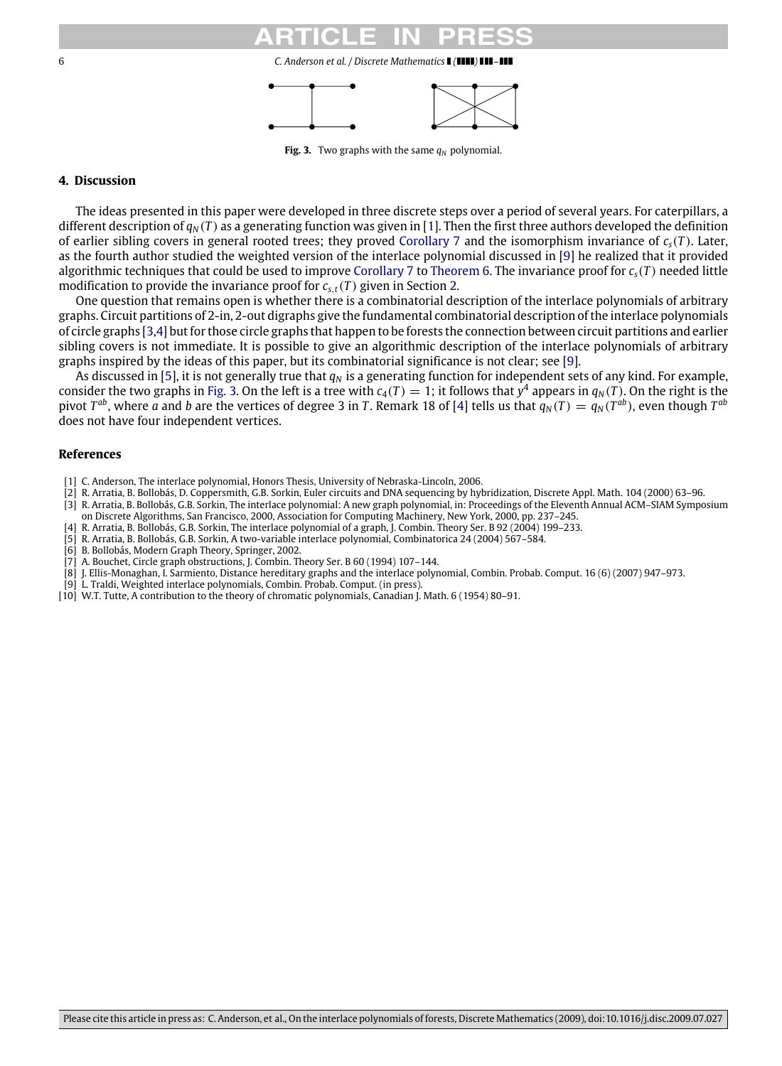**Fig. 3.** Two graphs with the same $q_N$ polynomial.

## 4. Discussion

The ideas presented in this paper were developed in three discrete steps over a period of several years. For caterpillars, a different description of $q_N(T)$ as a generating function was given in [1]. Then the first three authors developed the definition of earlier sibling covers in general rooted trees; they proved Corollary 7 and the isomorphism invariance of $c_s(T)$. Later, as the fourth author studied the weighted version of the interlace polynomial discussed in [9] he realized that it provided algorithmic techniques that could be used to improve Corollary 7 to Theorem 6. The invariance proof for $c_s(T)$ needed little modification to provide the invariance proof for $c_{s,t}(T)$ given in Section 2.

One question that remains open is whether there is a combinatorial description of the interlace polynomials of arbitrary graphs. Circuit partitions of 2-in, 2-out digraphs give the fundamental combinatorial description of the interlace polynomials of circle graphs [3,4] but for those circle graphs that happen to be forests the connection between circuit partitions and earlier sibling covers is not immediate. It is possible to give an algorithmic description of the interlace polynomials of arbitrary graphs inspired by the ideas of this paper, but its combinatorial significance is not clear; see [9].

As discussed in [5], it is not generally true that $q_N$ is a generating function for independent sets of any kind. For example, consider the two graphs in Fig. 3. On the left is a tree with $c_4(T) = 1$; it follows that $y^4$ appears in $q_N(T)$. On the right is the pivot $T^{ab}$, where $a$ and $b$ are the vertices of degree 3 in $T$. Remark 18 of [4] tells us that $q_N(T) = q_N(T^{ab})$, even though $T^{ab}$ does not have four independent vertices.

## References

[1] C. Anderson, The interlace polynomial, Honors Thesis, University of Nebraska-Lincoln, 2006.

[2] R. Arratia, B. Bollobás, D. Coppersmith, G.B. Sorkin, Euler circuits and DNA sequencing by hybridization, Discrete Appl. Math. 104 (2000) 63–96.

[3] R. Arratia, B. Bollobás, G.B. Sorkin, The interlace polynomial: A new graph polynomial, in: Proceedings of the Eleventh Annual ACM–SIAM Symposium on Discrete Algorithms, San Francisco, 2000, Association for Computing Machinery, New York, 2000, pp. 237–245.

[4] R. Arratia, B. Bollobás, G.B. Sorkin, The interlace polynomial of a graph, J. Combin. Theory Ser. B 92 (2004) 199–233.

[5] R. Arratia, B. Bollobás, G.B. Sorkin, A two-variable interlace polynomial, Combinatorica 24 (2004) 567–584.

[6] B. Bollobás, Modern Graph Theory, Springer, 2002.

[7] A. Bouchet, Circle graph obstructions, J. Combin. Theory Ser. B 60 (1994) 107–144.

[8] J. Ellis-Monaghan, I. Sarmiento, Distance hereditary graphs and the interlace polynomial, Combin. Probab. Comput. 16 (6) (2007) 947–973.

[9] L. Traldi, Weighted interlace polynomials, Combin. Probab. Comput. (in press).

[10] W.T. Tutte, A contribution to the theory of chromatic polynomials, Canadian J. Math. 6 (1954) 80–91.

Please cite this article in press as: C. Anderson, et al., On the interlace polynomials of forests, Discrete Mathematics (2009), doi:10.1016/j.disc.2009.07.027